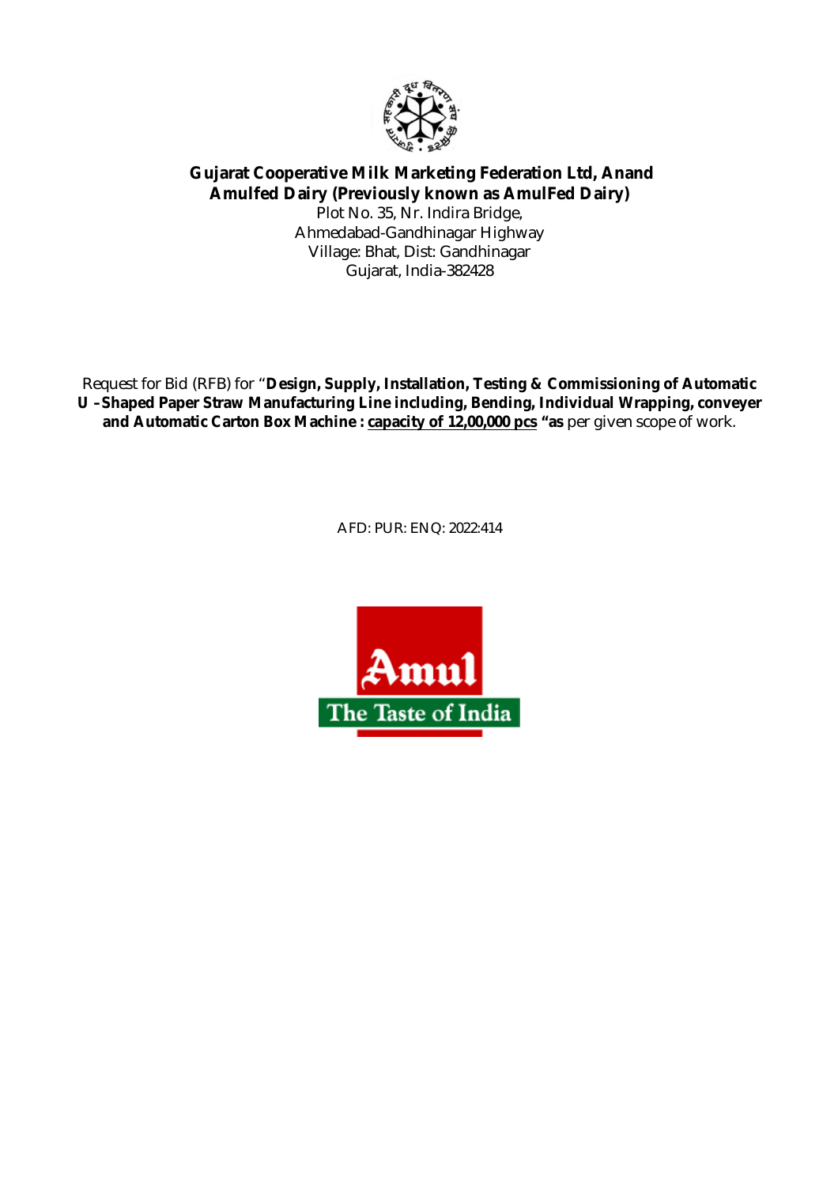**Gujarat Cooperative Milk Marketing Federation Ltd, Anand**
**Amulfed Dairy (Previously known as AmulFed Dairy)**
Plot No. 35, Nr. Indira Bridge,
Ahmedabad-Gandhinagar Highway
Village: Bhat, Dist: Gandhinagar
Gujarat, India-382428

Request for Bid (RFB) for "**Design, Supply, Installation, Testing & Commissioning of Automatic U –Shaped Paper Straw Manufacturing Line including, Bending, Individual Wrapping, conveyer and Automatic Carton Box Machine : capacity of 12,00,000 pcs "as** per given scope of work.

AFD: PUR: ENQ: 2022:414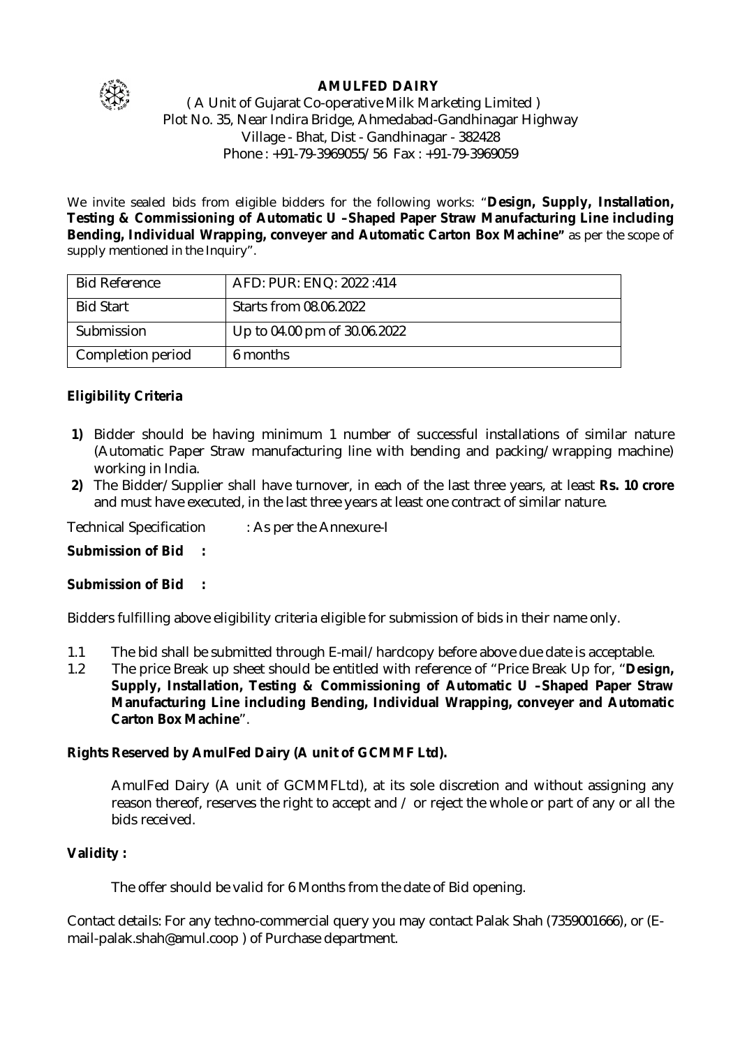**AMULFED DAIRY**

( A Unit of Gujarat Co-operative Milk Marketing Limited )
Plot No. 35, Near Indira Bridge, Ahmedabad-Gandhinagar Highway
Village - Bhat, Dist - Gandhinagar - 382428
Phone : +91-79-3969055/56 Fax : +91-79-3969059

We invite sealed bids from eligible bidders for the following works: "**Design, Supply, Installation, Testing & Commissioning of Automatic U –Shaped Paper Straw Manufacturing Line including Bending, Individual Wrapping, conveyer and Automatic Carton Box Machine"** as per the scope of supply mentioned in the Inquiry".

| | |
|---|---|
| Bid Reference | AFD: PUR: ENQ: 2022 :414 |
| Bid Start | Starts from 08.06.2022 |
| Submission | Up to 04.00 pm of 30.06.2022 |
| Completion period | 6 months |

**Eligibility Criteria**

1) Bidder should be having minimum 1 number of successful installations of similar nature (Automatic Paper Straw manufacturing line with bending and packing/wrapping machine) working in India.
2) The Bidder/Supplier shall have turnover, in each of the last three years, at least **Rs. 10 crore** and must have executed, in the last three years at least one contract of similar nature.

Technical Specification : As per the Annexure-I

**Submission of Bid :**

**Submission of Bid :**

Bidders fulfilling above eligibility criteria eligible for submission of bids in their name only.

1.1 The bid shall be submitted through E-mail/hardcopy before above due date is acceptable.
1.2 The price Break up sheet should be entitled with reference of "Price Break Up for, "**Design, Supply, Installation, Testing & Commissioning of Automatic U –Shaped Paper Straw Manufacturing Line including Bending, Individual Wrapping, conveyer and Automatic Carton Box Machine**".

**Rights Reserved by AmulFed Dairy (A unit of GCMMF Ltd).**

AmulFed Dairy (A unit of GCMMFLtd), at its sole discretion and without assigning any reason thereof, reserves the right to accept and / or reject the whole or part of any or all the bids received.

**Validity :**

The offer should be valid for 6 Months from the date of Bid opening.

Contact details: For any techno-commercial query you may contact Palak Shah (7359001666), or (E-mail-palak.shah@amul.coop ) of Purchase department.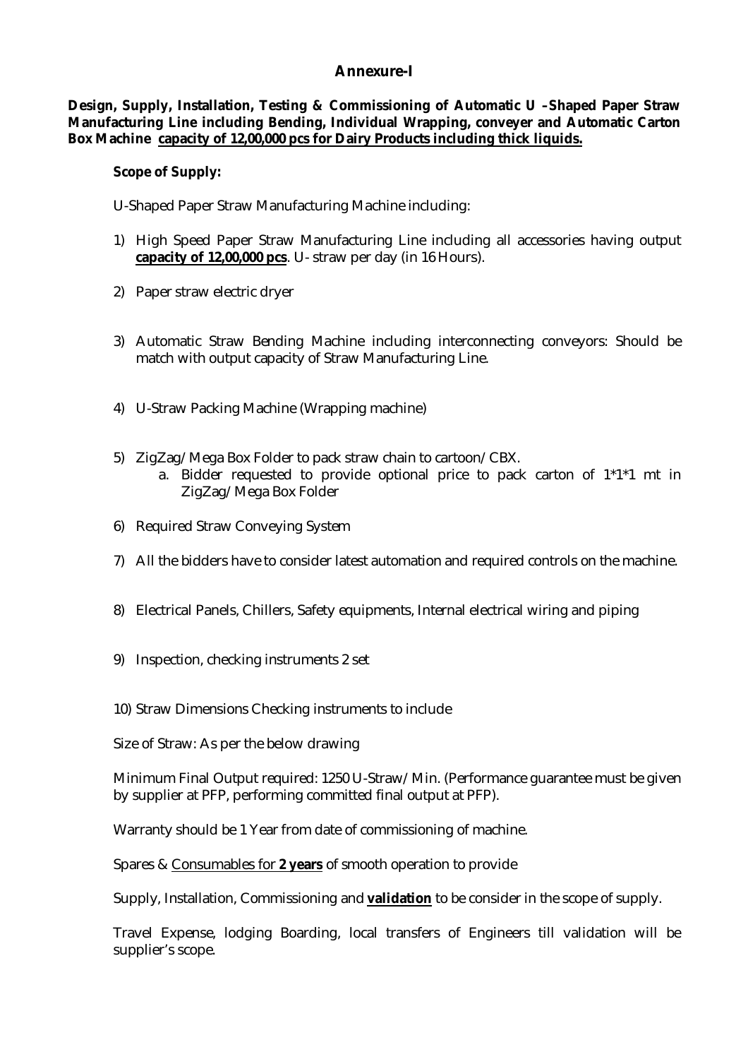# Annexure-I

**Design, Supply, Installation, Testing & Commissioning of Automatic U –Shaped Paper Straw Manufacturing Line including Bending, Individual Wrapping, conveyer and Automatic Carton Box Machine <u>capacity of 12,00,000 pcs for Dairy Products including thick liquids.</u>**

**Scope of Supply:**

U-Shaped Paper Straw Manufacturing Machine including:

1) High Speed Paper Straw Manufacturing Line including all accessories having output **<u>capacity of 12,00,000 pcs</u>**. U- straw per day (in 16 Hours).

2) Paper straw electric dryer

3) Automatic Straw Bending Machine including interconnecting conveyors: Should be match with output capacity of Straw Manufacturing Line.

4) U-Straw Packing Machine (Wrapping machine)

5) ZigZag/Mega Box Folder to pack straw chain to cartoon/CBX.
    a. Bidder requested to provide optional price to pack carton of 1*1*1 mt in ZigZag/Mega Box Folder

6) Required Straw Conveying System

7) All the bidders have to consider latest automation and required controls on the machine.

8) Electrical Panels, Chillers, Safety equipments, Internal electrical wiring and piping

9) Inspection, checking instruments 2 set

10) Straw Dimensions Checking instruments to include

Size of Straw: As per the below drawing

Minimum Final Output required: 1250 U-Straw/Min. (Performance guarantee must be given by supplier at PFP, performing committed final output at PFP).

Warranty should be 1 Year from date of commissioning of machine.

Spares & <u>Consumables for **2 years**</u> of smooth operation to provide

Supply, Installation, Commissioning and **<u>validation</u>** to be consider in the scope of supply.

Travel Expense, lodging Boarding, local transfers of Engineers till validation will be supplier's scope.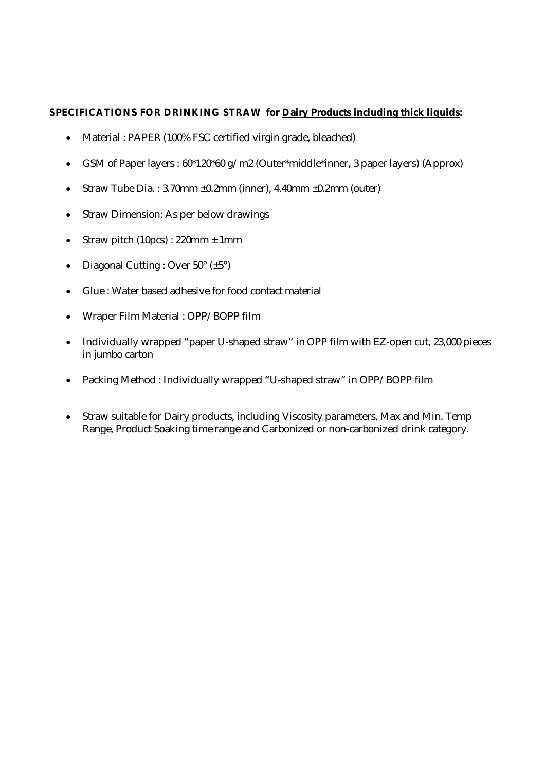**SPECIFICATIONS FOR DRINKING STRAW for <u>Dairy Products including thick liquids</u>:**

- Material : PAPER (100% FSC certified virgin grade, bleached)
- GSM of Paper layers : 60*120*60 g/m2 (Outer*middle*inner, 3 paper layers) (Approx)
- Straw Tube Dia. : 3.70mm ±0.2mm (inner), 4.40mm ±0.2mm (outer)
- Straw Dimension: As per below drawings
- Straw pitch (10pcs) : 220mm ± 1mm
- Diagonal Cutting : Over 50° (±5°)
- Glue : Water based adhesive for food contact material
- Wraper Film Material : OPP/BOPP film
- Individually wrapped "paper U-shaped straw" in OPP film with EZ-open cut, 23,000 pieces in jumbo carton
- Packing Method : Individually wrapped "U-shaped straw" in OPP/BOPP film
- Straw suitable for Dairy products, including Viscosity parameters, Max and Min. Temp Range, Product Soaking time range and Carbonized or non-carbonized drink category.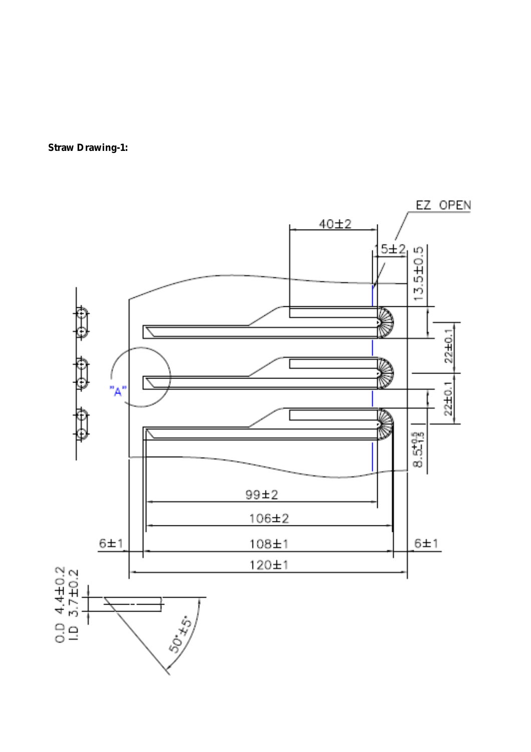**Straw Drawing-1:**

EZ OPEN

40±2

15±2

13.5±0.5

22±0.1

22±0.1

"A"

$8.5^{+0.5}_{-1.5}$

99±2

106±2

6±1

108±1

6±1

120±1

O.D 4.4±0.2

I.D 3.7±0.2

50°±5°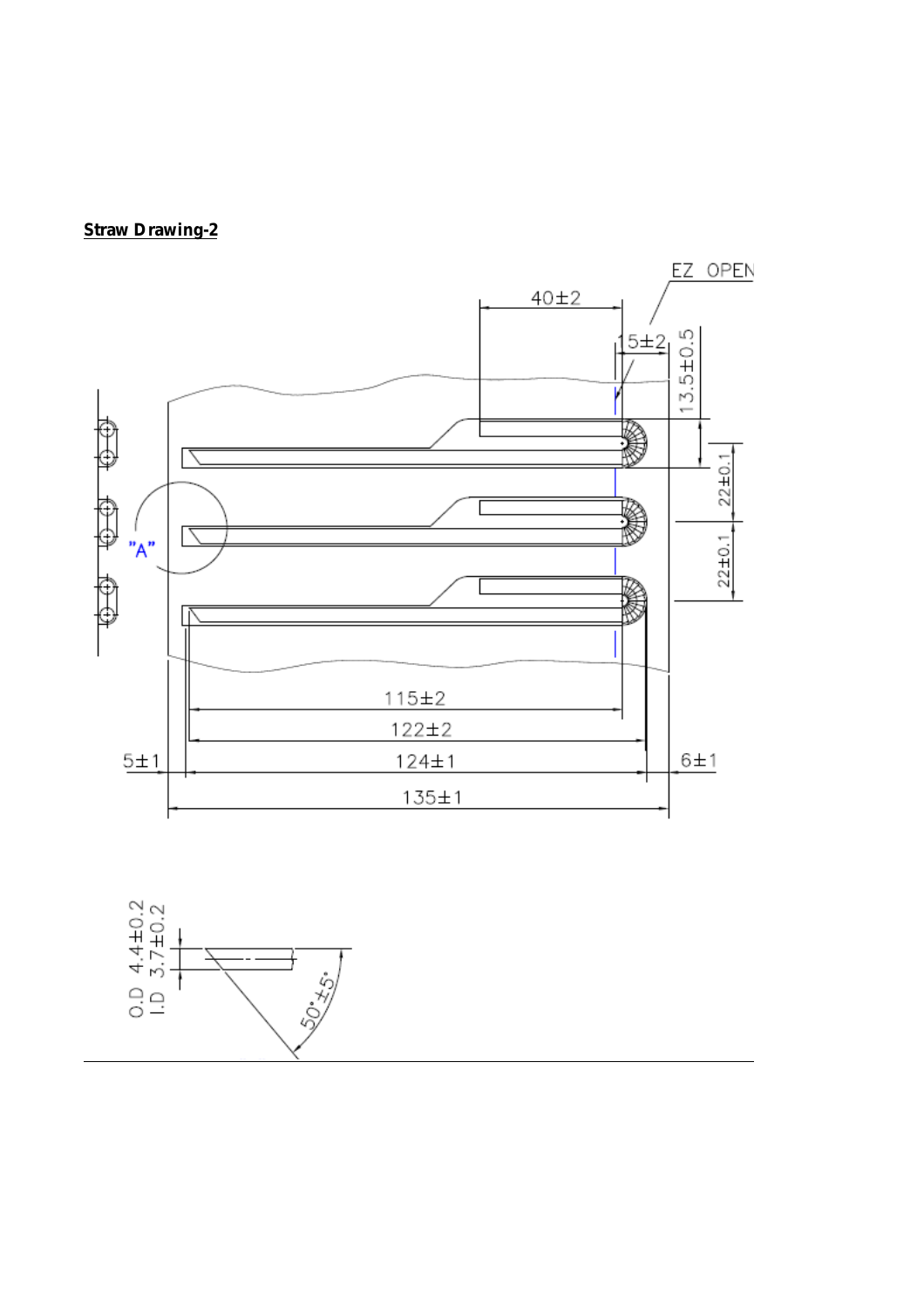**Straw Drawing-2**

EZ OPEN

40±2

5±2

13.5±0.5

22±0.1

22±0.1

"A"

115±2

122±2

5±1

124±1

6±1

135±1

O.D 4.4±0.2

I.D 3.7±0.2

50°±5°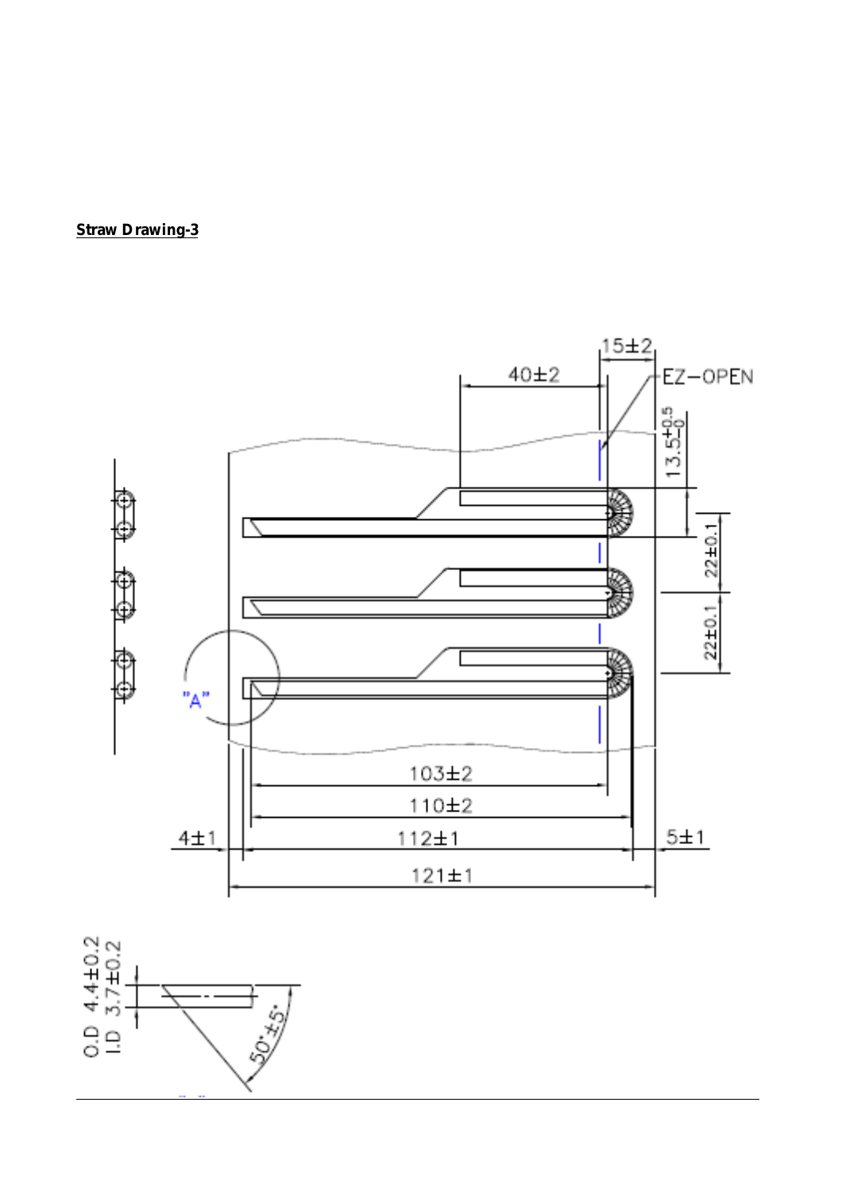**Straw Drawing-3**

15±2

40±2

EZ-OPEN

$13.5^{+0.5}_{-0}$

22±0.1

22±0.1

"A"

103±2

110±2

4±1

112±1

5±1

121±1

O.D 4.4±0.2

I.D 3.7±0.2

50°±5°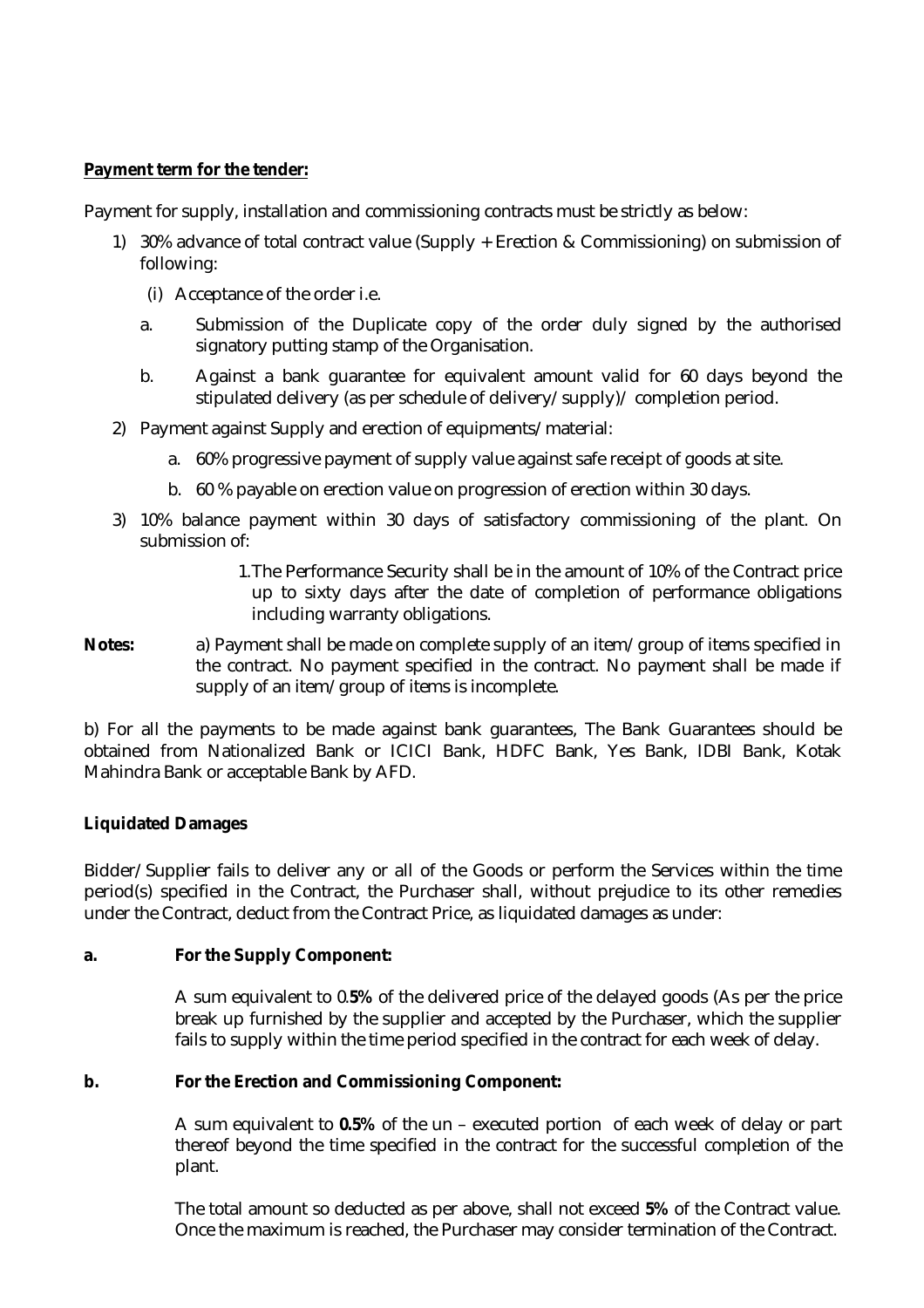**Payment term for the tender:**

Payment for supply, installation and commissioning contracts must be strictly as below:

1) 30% advance of total contract value (Supply + Erection & Commissioning) on submission of following:

   (i) Acceptance of the order i.e.

   a. Submission of the Duplicate copy of the order duly signed by the authorised signatory putting stamp of the Organisation.

   b. Against a bank guarantee for equivalent amount valid for 60 days beyond the stipulated delivery (as per schedule of delivery/supply)/ completion period.

2) Payment against Supply and erection of equipments/material:

   a. 60% progressive payment of supply value against safe receipt of goods at site.

   b. 60 % payable on erection value on progression of erection within 30 days.

3) 10% balance payment within 30 days of satisfactory commissioning of the plant. On submission of:

   1. The Performance Security shall be in the amount of 10% of the Contract price up to sixty days after the date of completion of performance obligations including warranty obligations.

**Notes:** a) Payment shall be made on complete supply of an item/group of items specified in the contract. No payment specified in the contract. No payment shall be made if supply of an item/group of items is incomplete.

b) For all the payments to be made against bank guarantees, The Bank Guarantees should be obtained from Nationalized Bank or ICICI Bank, HDFC Bank, Yes Bank, IDBI Bank, Kotak Mahindra Bank or acceptable Bank by AFD.

**Liquidated Damages**

Bidder/Supplier fails to deliver any or all of the Goods or perform the Services within the time period(s) specified in the Contract, the Purchaser shall, without prejudice to its other remedies under the Contract, deduct from the Contract Price, as liquidated damages as under:

**a. For the Supply Component:**

A sum equivalent to 0.**5%** of the delivered price of the delayed goods (As per the price break up furnished by the supplier and accepted by the Purchaser, which the supplier fails to supply within the time period specified in the contract for each week of delay.

**b. For the Erection and Commissioning Component:**

A sum equivalent to **0.5%** of the un – executed portion of each week of delay or part thereof beyond the time specified in the contract for the successful completion of the plant.

The total amount so deducted as per above, shall not exceed **5%** of the Contract value. Once the maximum is reached, the Purchaser may consider termination of the Contract.